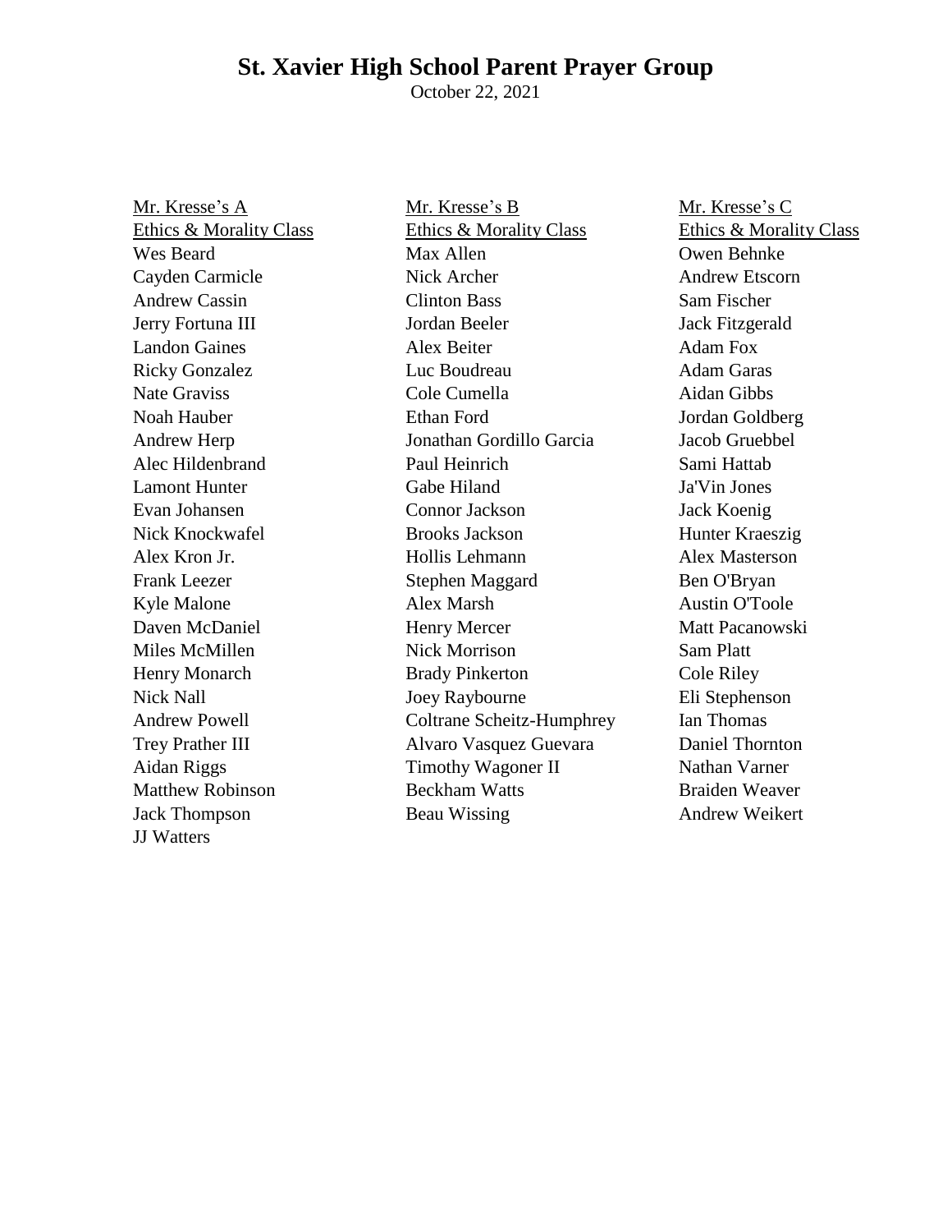# St. Xavier High School Parent Prayer Group

October 22, 2021

<u>Mr. Kresse's A Ethics & Morality Class</u>

Wes Beard
Cayden Carmicle
Andrew Cassin
Jerry Fortuna III
Landon Gaines
Ricky Gonzalez
Nate Graviss
Noah Hauber
Andrew Herp
Alec Hildenbrand
Lamont Hunter
Evan Johansen
Nick Knockwafel
Alex Kron Jr.
Frank Leezer
Kyle Malone
Daven McDaniel
Miles McMillen
Henry Monarch
Nick Nall
Andrew Powell
Trey Prather III
Aidan Riggs
Matthew Robinson
Jack Thompson
JJ Watters

<u>Mr. Kresse's B Ethics & Morality Class</u>

Max Allen
Nick Archer
Clinton Bass
Jordan Beeler
Alex Beiter
Luc Boudreau
Cole Cumella
Ethan Ford
Jonathan Gordillo Garcia
Paul Heinrich
Gabe Hiland
Connor Jackson
Brooks Jackson
Hollis Lehmann
Stephen Maggard
Alex Marsh
Henry Mercer
Nick Morrison
Brady Pinkerton
Joey Raybourne
Coltrane Scheitz-Humphrey
Alvaro Vasquez Guevara
Timothy Wagoner II
Beckham Watts
Beau Wissing

<u>Mr. Kresse's C Ethics & Morality Class</u>

Owen Behnke
Andrew Etscorn
Sam Fischer
Jack Fitzgerald
Adam Fox
Adam Garas
Aidan Gibbs
Jordan Goldberg
Jacob Gruebbel
Sami Hattab
Ja'Vin Jones
Jack Koenig
Hunter Kraeszig
Alex Masterson
Ben O'Bryan
Austin O'Toole
Matt Pacanowski
Sam Platt
Cole Riley
Eli Stephenson
Ian Thomas
Daniel Thornton
Nathan Varner
Braiden Weaver
Andrew Weikert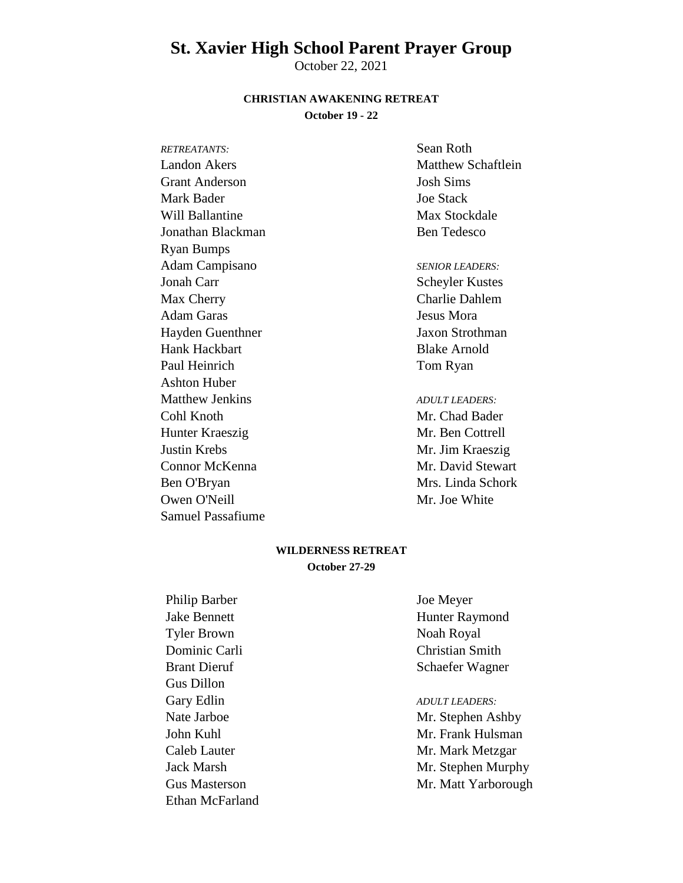// St. Xavier High School Parent Prayer Group

October 22, 2021

**CHRISTIAN AWAKENING RETREAT**

**October 19 - 22**

*RETREATANTS:*

Landon Akers
Grant Anderson
Mark Bader
Will Ballantine
Jonathan Blackman
Ryan Bumps
Adam Campisano
Jonah Carr
Max Cherry
Adam Garas
Hayden Guenthner
Hank Hackbart
Paul Heinrich
Ashton Huber
Matthew Jenkins
Cohl Knoth
Hunter Kraeszig
Justin Krebs
Connor McKenna
Ben O'Bryan
Owen O'Neill
Samuel Passafiume
Sean Roth
Matthew Schaftlein
Josh Sims
Joe Stack
Max Stockdale
Ben Tedesco

*SENIOR LEADERS:*

Scheyler Kustes
Charlie Dahlem
Jesus Mora
Jaxon Strothman
Blake Arnold
Tom Ryan

*ADULT LEADERS:*

Mr. Chad Bader
Mr. Ben Cottrell
Mr. Jim Kraeszig
Mr. David Stewart
Mrs. Linda Schork
Mr. Joe White

**WILDERNESS RETREAT**

**October 27-29**

Philip Barber
Jake Bennett
Tyler Brown
Dominic Carli
Brant Dieruf
Gus Dillon
Gary Edlin
Nate Jarboe
John Kuhl
Caleb Lauter
Jack Marsh
Gus Masterson
Ethan McFarland
Joe Meyer
Hunter Raymond
Noah Royal
Christian Smith
Schaefer Wagner

*ADULT LEADERS:*

Mr. Stephen Ashby
Mr. Frank Hulsman
Mr. Mark Metzgar
Mr. Stephen Murphy
Mr. Matt Yarborough